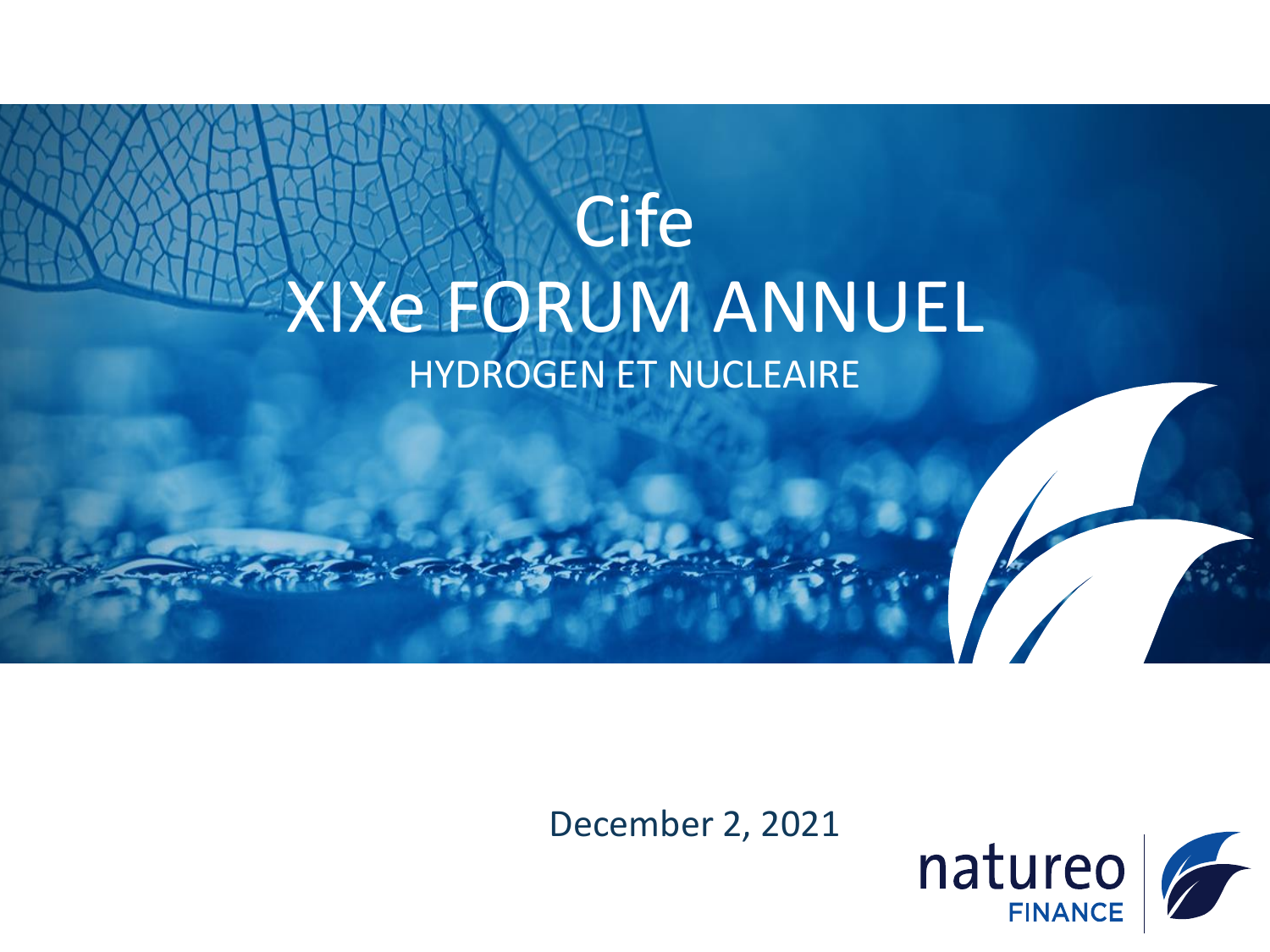# Cife

# XIXe FORUM ANNUEL

## HYDROGEN ET NUCLEAIRE

December 2, 2021

natureo
FINANCE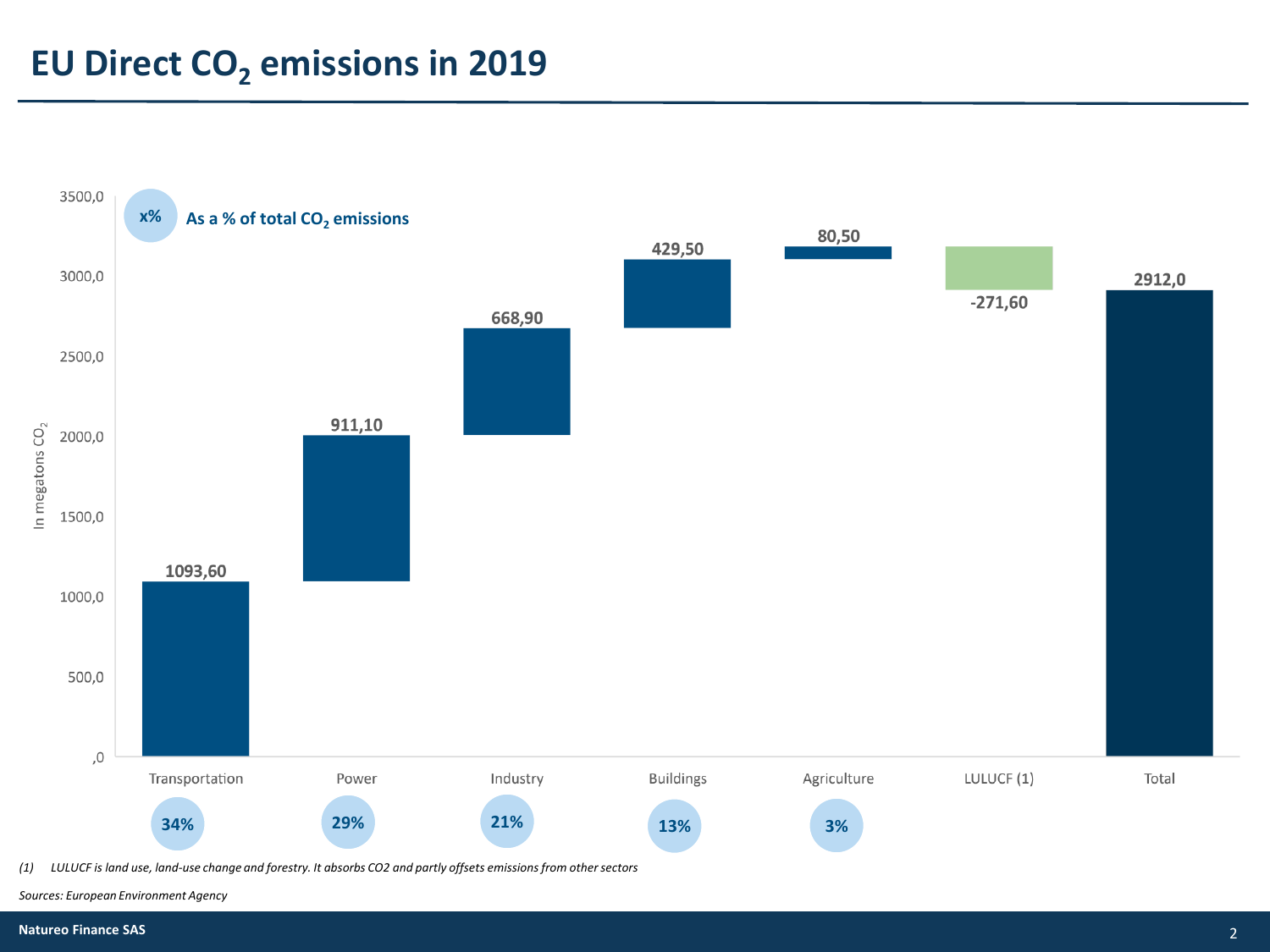# EU Direct $CO_2$ emissions in 2019

x% As a % of total $CO_2$ emissions

In megatons $CO_2$

| Sector | Emissions (megatons $CO_2$) | % of total $CO_2$ emissions |
|---|---|---|
| Transportation | 1093,60 | 34% |
| Power | 911,10 | 29% |
| Industry | 668,90 | 21% |
| Buildings | 429,50 | 13% |
| Agriculture | 80,50 | 3% |
| LULUCF (1) | -271,60 | |
| Total | 2912,0 | |

*(1) LULUCF is land use, land-use change and forestry. It absorbs CO2 and partly offsets emissions from other sectors*

*Sources: European Environment Agency*

**Natureo Finance SAS**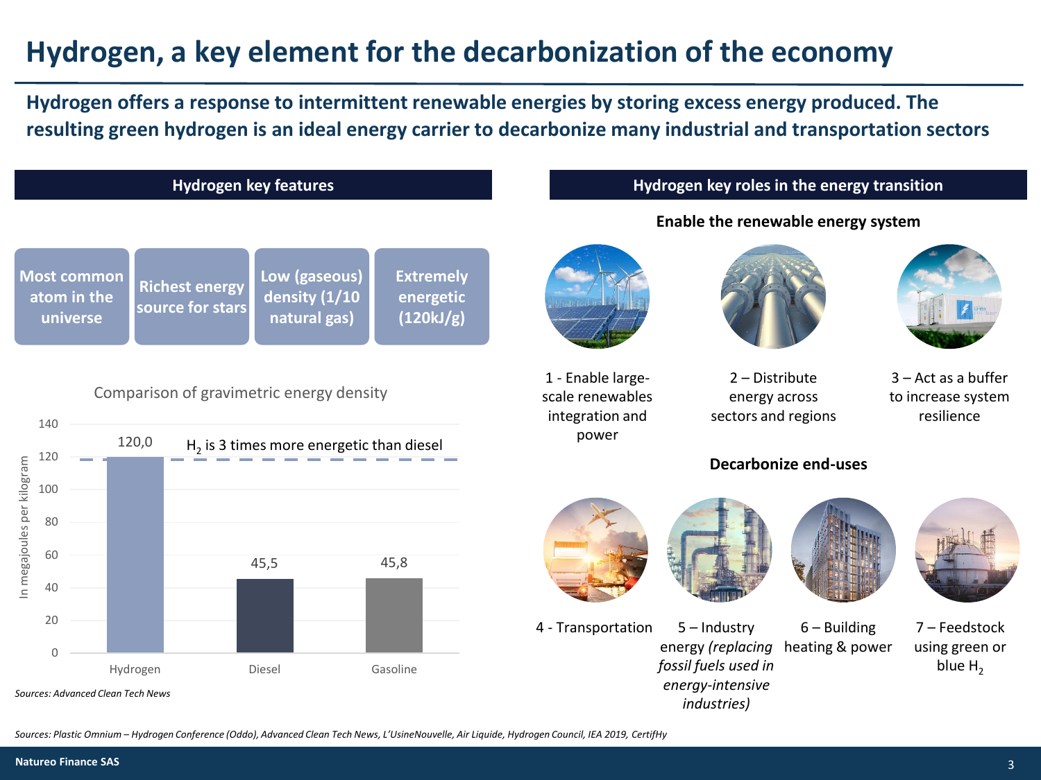# Hydrogen, a key element for the decarbonization of the economy

**Hydrogen offers a response to intermittent renewable energies by storing excess energy produced. The resulting green hydrogen is an ideal energy carrier to decarbonize many industrial and transportation sectors**

## Hydrogen key features

- Most common atom in the universe
- Richest energy source for stars
- Low (gaseous) density (1/10 natural gas)
- Extremely energetic (120kJ/g)

### Comparison of gravimetric energy density

In megajoules per kilogram

| | Hydrogen | Diesel | Gasoline |
|---|---|---|---|
| MJ/kg | 120,0 | 45,5 | 45,8 |

$H_2$ is 3 times more energetic than diesel

*Sources: Advanced Clean Tech News*

## Hydrogen key roles in the energy transition

### Enable the renewable energy system

1 - Enable large-scale renewables integration and power

2 – Distribute energy across sectors and regions

3 – Act as a buffer to increase system resilience

### Decarbonize end-uses

4 - Transportation

5 – Industry energy *(replacing fossil fuels used in energy-intensive industries)*

6 – Building heating & power

7 – Feedstock using green or blue $H_2$

*Sources: Plastic Omnium – Hydrogen Conference (Oddo), Advanced Clean Tech News, L'UsineNouvelle, Air Liquide, Hydrogen Council, IEA 2019, CertifHy*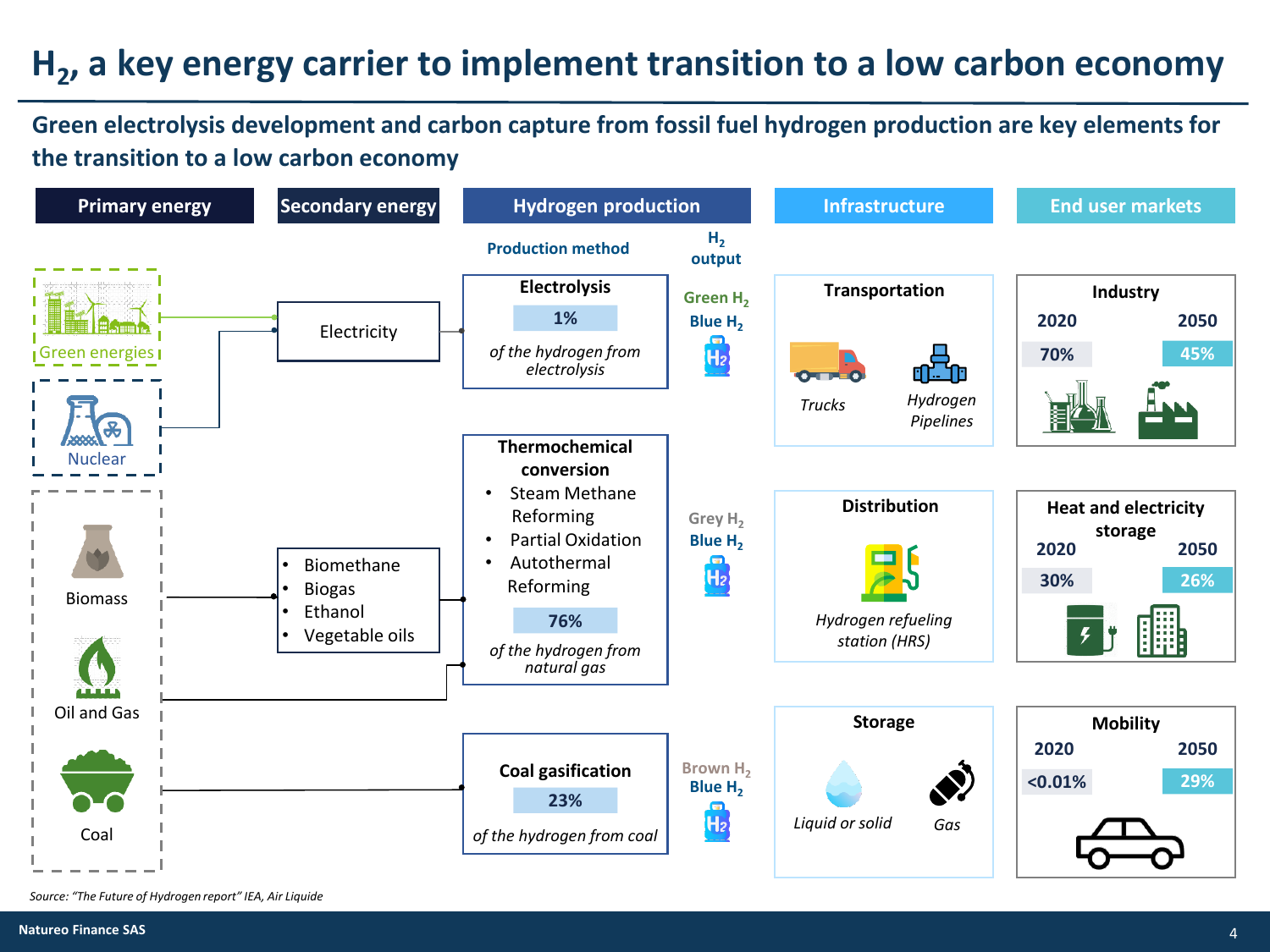# $H_2$, a key energy carrier to implement transition to a low carbon economy

## Green electrolysis development and carbon capture from fossil fuel hydrogen production are key elements for the transition to a low carbon economy

### Primary energy

- Green energies
- Nuclear
- Biomass
- Oil and Gas
- Coal

### Secondary energy

- Electricity
- Biomethane
- Biogas
- Ethanol
- Vegetable oils

### Hydrogen production

| Production method | $H_2$ output |
|---|---|
| **Electrolysis** — **1%** *of the hydrogen from electrolysis* | Green $H_2$, Blue $H_2$ |
| **Thermochemical conversion** (Steam Methane Reforming; Partial Oxidation; Autothermal Reforming) — **76%** *of the hydrogen from natural gas* | Grey $H_2$, Blue $H_2$ |
| **Coal gasification** — **23%** *of the hydrogen from coal* | Brown $H_2$, Blue $H_2$ |

### Infrastructure

**Transportation**
- *Trucks*
- *Hydrogen Pipelines*

**Distribution**
- *Hydrogen refueling station (HRS)*

**Storage**
- *Liquid or solid*
- *Gas*

### End user markets

| Market | 2020 | 2050 |
|---|---|---|
| Industry | 70% | 45% |
| Heat and electricity storage | 30% | 26% |
| Mobility | <0.01% | 29% |

*Source: "The Future of Hydrogen report" IEA, Air Liquide*

Natureo Finance SAS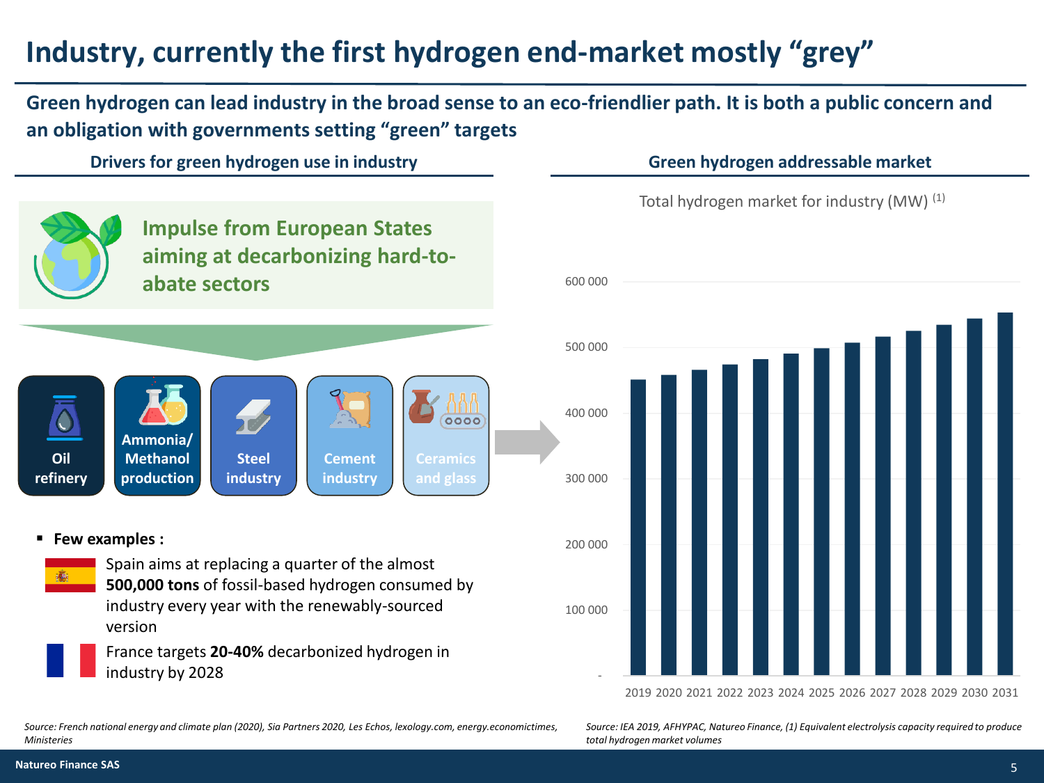# Industry, currently the first hydrogen end-market mostly "grey"

**Green hydrogen can lead industry in the broad sense to an eco-friendlier path. It is both a public concern and an obligation with governments setting "green" targets**

## Drivers for green hydrogen use in industry

**Impulse from European States aiming at decarbonizing hard-to-abate sectors**

- Oil refinery
- Ammonia/ Methanol production
- Steel industry
- Cement industry
- Ceramics and glass

- **Few examples :**
  - Spain aims at replacing a quarter of the almost **500,000 tons** of fossil-based hydrogen consumed by industry every year with the renewably-sourced version
  - France targets **20-40%** decarbonized hydrogen in industry by 2028

*Source: French national energy and climate plan (2020), Sia Partners 2020, Les Echos, lexology.com, energy.economictimes, Ministeries*

## Green hydrogen addressable market

Total hydrogen market for industry (MW) (1)

| Year | Approx. value (MW, read from chart) |
|---|---|
| 2019 | ~450 000 |
| 2020 | ~458 000 |
| 2021 | ~465 000 |
| 2022 | ~474 000 |
| 2023 | ~482 000 |
| 2024 | ~490 000 |
| 2025 | ~499 000 |
| 2026 | ~507 000 |
| 2027 | ~516 000 |
| 2028 | ~525 000 |
| 2029 | ~534 000 |
| 2030 | ~544 000 |
| 2031 | ~553 000 |

*Source: IEA 2019, AFHYPAC, Natureo Finance, (1) Equivalent electrolysis capacity required to produce total hydrogen market volumes*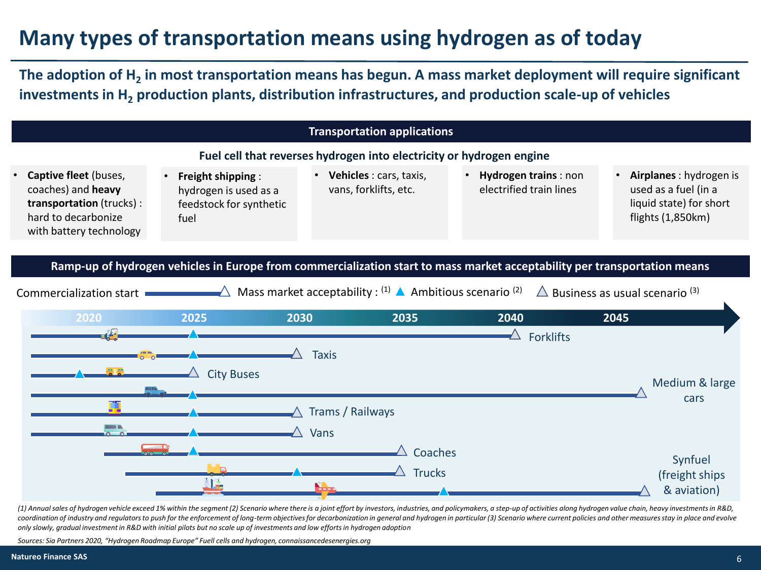# Many types of transportation means using hydrogen as of today

**The adoption of $H_2$ in most transportation means has begun. A mass market deployment will require significant investments in $H_2$ production plants, distribution infrastructures, and production scale-up of vehicles**

## Transportation applications

**Fuel cell that reverses hydrogen into electricity or hydrogen engine**

- **Captive fleet** (buses, coaches) and **heavy transportation** (trucks) : hard to decarbonize with battery technology
- **Freight shipping** : hydrogen is used as a feedstock for synthetic fuel
- **Vehicles** : cars, taxis, vans, forklifts, etc.
- **Hydrogen trains** : non electrified train lines
- **Airplanes** : hydrogen is used as a fuel (in a liquid state) for short flights (1,850km)

## Ramp-up of hydrogen vehicles in Europe from commercialization start to mass market acceptability per transportation means

Commercialization start — Mass market acceptability :[1] ▲ Ambitious scenario[2] △ Business as usual scenario[3]

| Transportation means | Commercialization start | Ambitious scenario | Business as usual scenario |
|---|---|---|---|
| Forklifts | before 2020 | 2025 | 2040 |
| Taxis | before 2020 | 2025 | 2030 |
| City Buses | before 2020 | 2020 | 2025 |
| Medium & large cars | before 2020 | 2025 | 2045 |
| Trams / Railways | before 2020 | 2025 | 2030 |
| Vans | before 2020 | 2025 | 2030 |
| Coaches | 2020 | 2025 | 2035 |
| Trucks | 2021 | 2030 | 2035 |
| Synfuel (freight ships & aviation) | 2022 | 2037 | 2045 |

*(1) Annual sales of hydrogen vehicle exceed 1% within the segment (2) Scenario where there is a joint effort by investors, industries, and policymakers, a step-up of activities along hydrogen value chain, heavy investments in R&D, coordination of industry and regulators to push for the enforcement of long-term objectives for decarbonization in general and hydrogen in particular (3) Scenario where current policies and other measures stay in place and evolve only slowly, gradual investment in R&D with initial pilots but no scale up of investments and low efforts in hydrogen adoption*

*Sources: Sia Partners 2020, "Hydrogen Roadmap Europe" Fuell cells and hydrogen, connaissancedesenergies.org*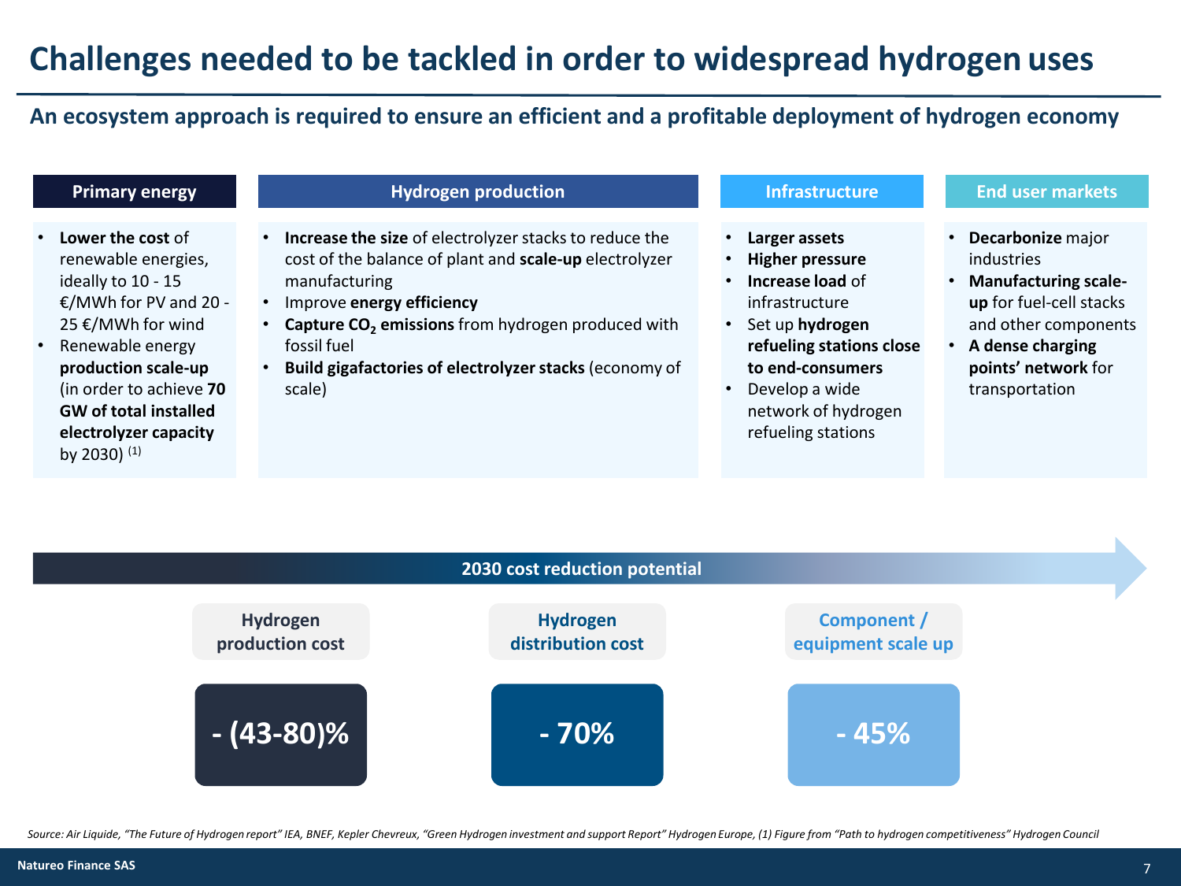# Challenges needed to be tackled in order to widespread hydrogen uses

## An ecosystem approach is required to ensure an efficient and a profitable deployment of hydrogen economy

### Primary energy

- **Lower the cost** of renewable energies, ideally to 10 - 15 €/MWh for PV and 20 - 25 €/MWh for wind
- Renewable energy **production scale-up** (in order to achieve **70 GW of total installed electrolyzer capacity** by 2030) (1)

### Hydrogen production

- **Increase the size** of electrolyzer stacks to reduce the cost of the balance of plant and **scale-up** electrolyzer manufacturing
- Improve **energy efficiency**
- **Capture $CO_2$ emissions** from hydrogen produced with fossil fuel
- **Build gigafactories of electrolyzer stacks** (economy of scale)

### Infrastructure

- **Larger assets**
- **Higher pressure**
- **Increase load** of infrastructure
- Set up **hydrogen refueling stations close to end-consumers**
- Develop a wide network of hydrogen refueling stations

### End user markets

- **Decarbonize** major industries
- **Manufacturing scale-up** for fuel-cell stacks and other components
- **A dense charging points' network** for transportation

### 2030 cost reduction potential

| Hydrogen production cost | Hydrogen distribution cost | Component / equipment scale up |
|---|---|---|
| - (43-80)% | - 70% | - 45% |

*Source: Air Liquide, "The Future of Hydrogen report" IEA, BNEF, Kepler Chevreux, "Green Hydrogen investment and support Report" Hydrogen Europe, (1) Figure from "Path to hydrogen competitiveness" Hydrogen Council*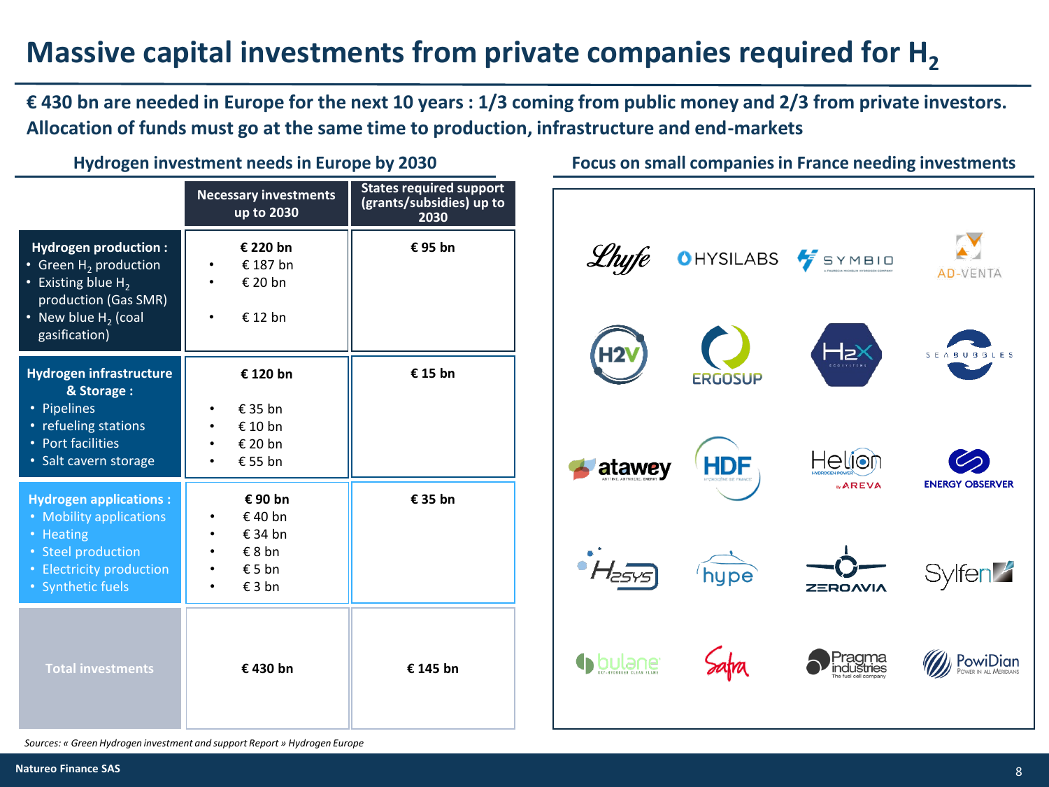# Massive capital investments from private companies required for $H_2$

**€ 430 bn are needed in Europe for the next 10 years : 1/3 coming from public money and 2/3 from private investors. Allocation of funds must go at the same time to production, infrastructure and end-markets**

## Hydrogen investment needs in Europe by 2030

| | Necessary investments up to 2030 | States required support (grants/subsidies) up to 2030 |
|---|---|---|
| **Hydrogen production :**<br>• Green $H_2$ production<br>• Existing blue $H_2$ production (Gas SMR)<br>• New blue $H_2$ (coal gasification) | **€ 220 bn**<br>• € 187 bn<br>• € 20 bn<br>• € 12 bn | **€ 95 bn** |
| **Hydrogen infrastructure & Storage :**<br>• Pipelines<br>• refueling stations<br>• Port facilities<br>• Salt cavern storage | **€ 120 bn**<br>• € 35 bn<br>• € 10 bn<br>• € 20 bn<br>• € 55 bn | **€ 15 bn** |
| **Hydrogen applications :**<br>• Mobility applications<br>• Heating<br>• Steel production<br>• Electricity production<br>• Synthetic fuels | **€ 90 bn**<br>• € 40 bn<br>• € 34 bn<br>• € 8 bn<br>• € 5 bn<br>• € 3 bn | **€ 35 bn** |
| **Total investments** | **€ 430 bn** | **€ 145 bn** |

## Focus on small companies in France needing investments

Lhyfe, HYSILABS, SYMBIO, AD-VENTA, H2V, ERGOSUP, H2X, SEABUBBLES, atawey, HDF, Helion (Areva), ENERGY OBSERVER, H2SYS, hype, ZEROAVIA, Sylfen, bulane, Safra, Pragma industries, PowiDian

*Sources: « Green Hydrogen investment and support Report » Hydrogen Europe*

Natureo Finance SAS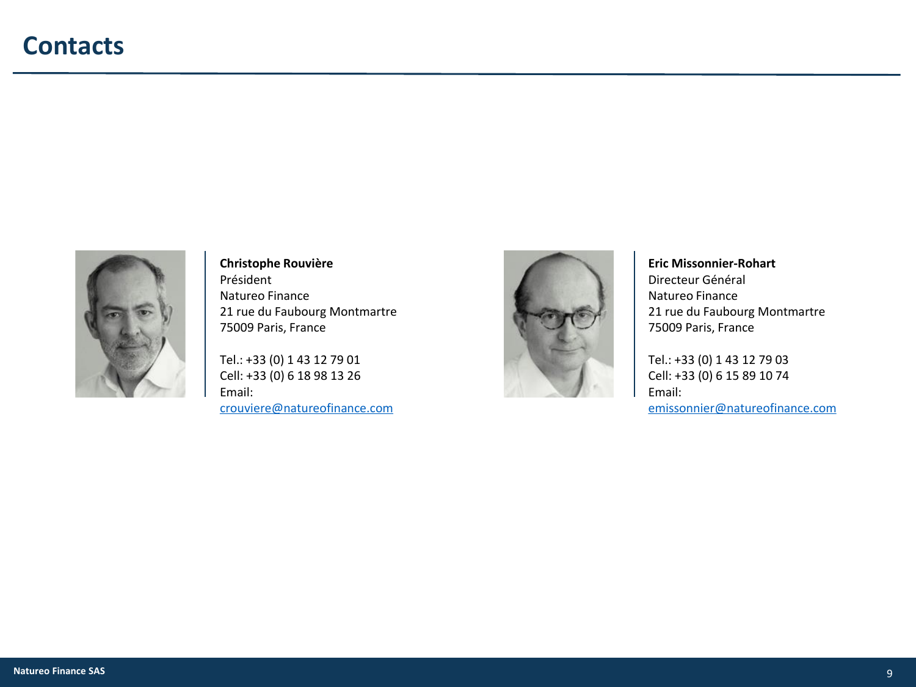# Contacts

**Christophe Rouvière**
Président
Natureo Finance
21 rue du Faubourg Montmartre
75009 Paris, France

Tel.: +33 (0) 1 43 12 79 01
Cell: +33 (0) 6 18 98 13 26
Email:
crouviere@natureofinance.com

**Eric Missonnier-Rohart**
Directeur Général
Natureo Finance
21 rue du Faubourg Montmartre
75009 Paris, France

Tel.: +33 (0) 1 43 12 79 03
Cell: +33 (0) 6 15 89 10 74
Email:
emissonnier@natureofinance.com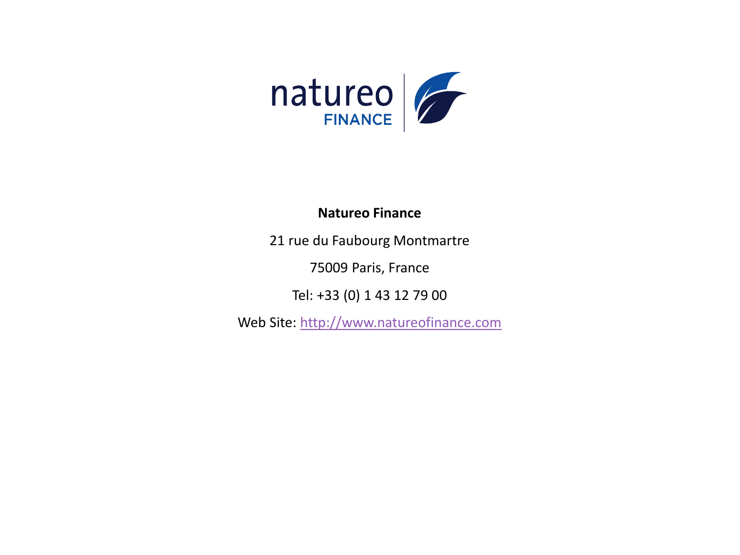natureo FINANCE

**Natureo Finance**

21 rue du Faubourg Montmartre

75009 Paris, France

Tel: +33 (0) 1 43 12 79 00

Web Site: http://www.natureofinance.com